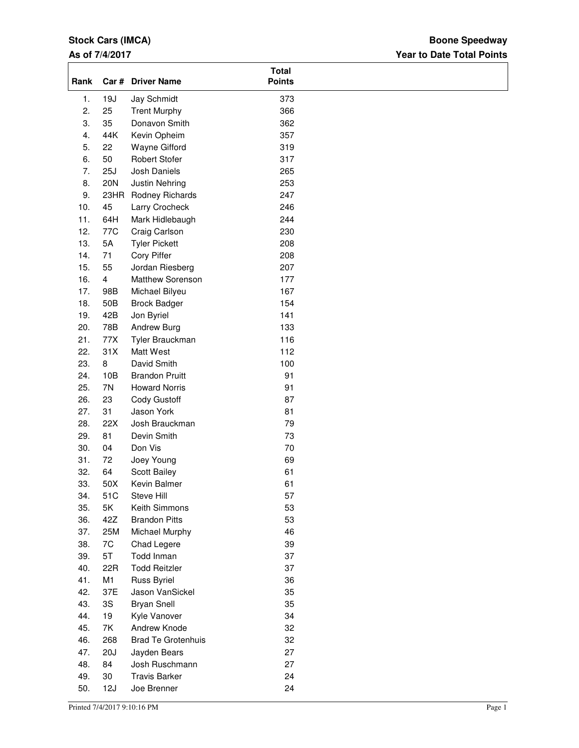**Stock Cars (IMCA)**
**As of 7/4/2017**

**Boone Speedway**
**Year to Date Total Points**

| Rank | Car # | Driver Name | Total Points |
|---|---|---|---|
| 1. | 19J | Jay Schmidt | 373 |
| 2. | 25 | Trent Murphy | 366 |
| 3. | 35 | Donavon Smith | 362 |
| 4. | 44K | Kevin Opheim | 357 |
| 5. | 22 | Wayne Gifford | 319 |
| 6. | 50 | Robert Stofer | 317 |
| 7. | 25J | Josh Daniels | 265 |
| 8. | 20N | Justin Nehring | 253 |
| 9. | 23HR | Rodney Richards | 247 |
| 10. | 45 | Larry Crocheck | 246 |
| 11. | 64H | Mark Hidlebaugh | 244 |
| 12. | 77C | Craig Carlson | 230 |
| 13. | 5A | Tyler Pickett | 208 |
| 14. | 71 | Cory Piffer | 208 |
| 15. | 55 | Jordan Riesberg | 207 |
| 16. | 4 | Matthew Sorenson | 177 |
| 17. | 98B | Michael Bilyeu | 167 |
| 18. | 50B | Brock Badger | 154 |
| 19. | 42B | Jon Byriel | 141 |
| 20. | 78B | Andrew Burg | 133 |
| 21. | 77X | Tyler Brauckman | 116 |
| 22. | 31X | Matt West | 112 |
| 23. | 8 | David Smith | 100 |
| 24. | 10B | Brandon Pruitt | 91 |
| 25. | 7N | Howard Norris | 91 |
| 26. | 23 | Cody Gustoff | 87 |
| 27. | 31 | Jason York | 81 |
| 28. | 22X | Josh Brauckman | 79 |
| 29. | 81 | Devin Smith | 73 |
| 30. | 04 | Don Vis | 70 |
| 31. | 72 | Joey Young | 69 |
| 32. | 64 | Scott Bailey | 61 |
| 33. | 50X | Kevin Balmer | 61 |
| 34. | 51C | Steve Hill | 57 |
| 35. | 5K | Keith Simmons | 53 |
| 36. | 42Z | Brandon Pitts | 53 |
| 37. | 25M | Michael Murphy | 46 |
| 38. | 7C | Chad Legere | 39 |
| 39. | 5T | Todd Inman | 37 |
| 40. | 22R | Todd Reitzler | 37 |
| 41. | M1 | Russ Byriel | 36 |
| 42. | 37E | Jason VanSickel | 35 |
| 43. | 3S | Bryan Snell | 35 |
| 44. | 19 | Kyle Vanover | 34 |
| 45. | 7K | Andrew Knode | 32 |
| 46. | 268 | Brad Te Grotenhuis | 32 |
| 47. | 20J | Jayden Bears | 27 |
| 48. | 84 | Josh Ruschmann | 27 |
| 49. | 30 | Travis Barker | 24 |
| 50. | 12J | Joe Brenner | 24 |

Printed 7/4/2017 9:10:16 PM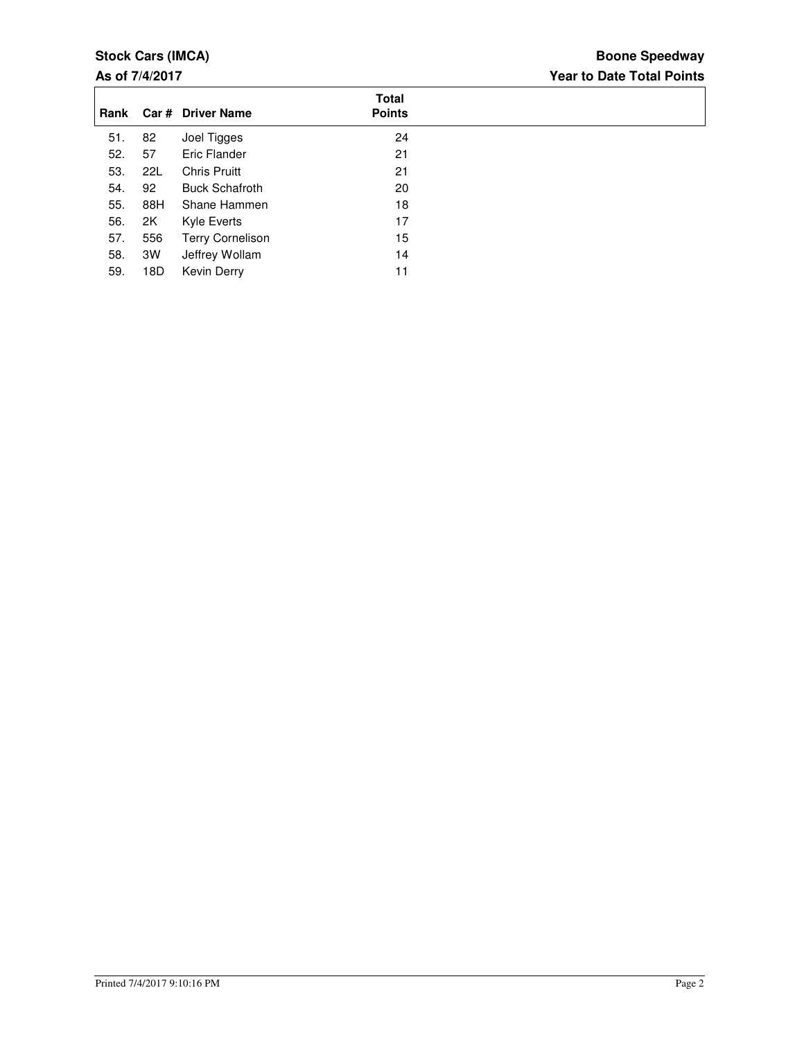**Stock Cars (IMCA)**

**As of 7/4/2017**

**Boone Speedway**

**Year to Date Total Points**

| Rank | Car # | Driver Name | Total Points |
|---|---|---|---|
| 51. | 82 | Joel Tigges | 24 |
| 52. | 57 | Eric Flander | 21 |
| 53. | 22L | Chris Pruitt | 21 |
| 54. | 92 | Buck Schafroth | 20 |
| 55. | 88H | Shane Hammen | 18 |
| 56. | 2K | Kyle Everts | 17 |
| 57. | 556 | Terry Cornelison | 15 |
| 58. | 3W | Jeffrey Wollam | 14 |
| 59. | 18D | Kevin Derry | 11 |

Printed 7/4/2017 9:10:16 PM